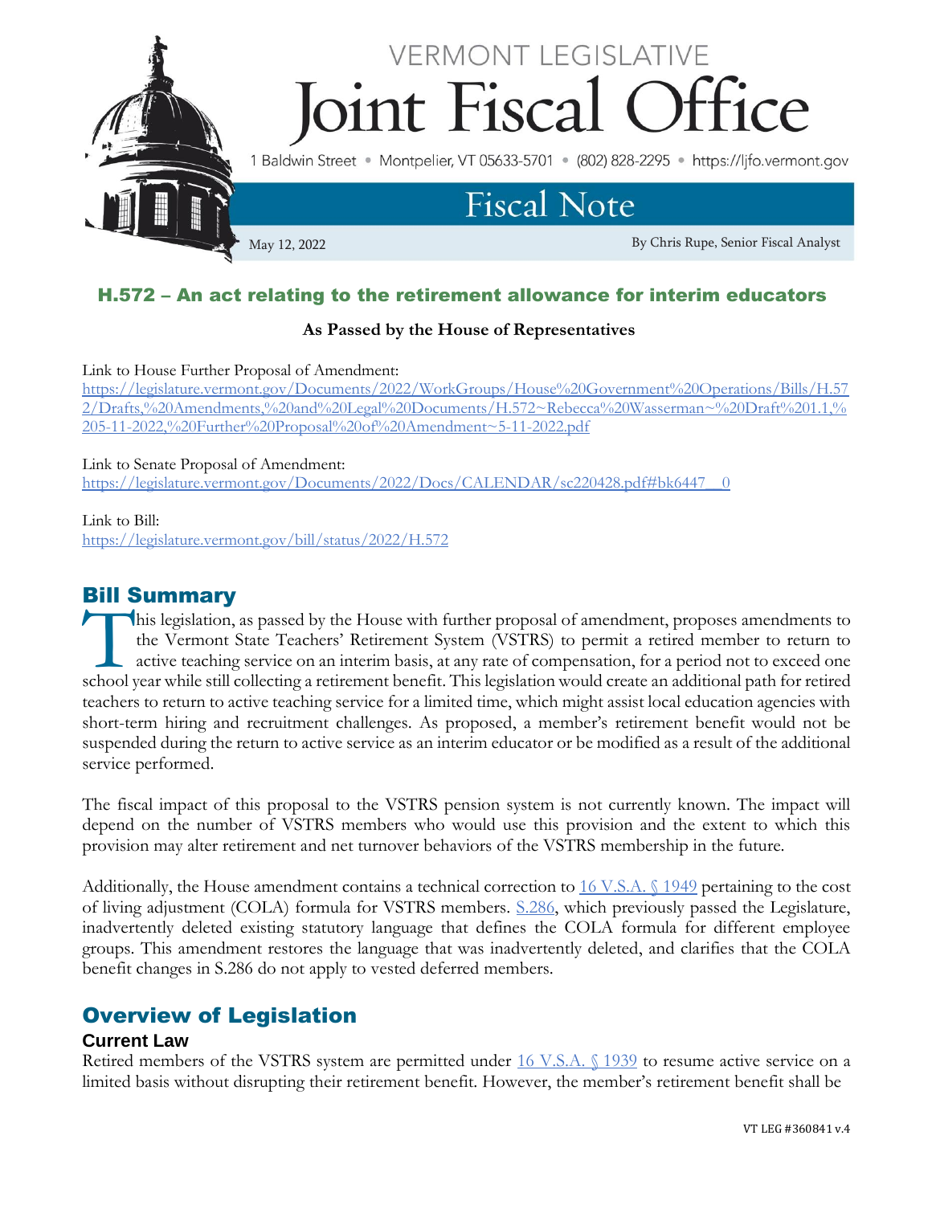VERMONT LEGISLATIVE

# Joint Fiscal Office

1 Baldwin Street • Montpelier, VT 05633-5701 • (802) 828-2295 • https://ljfo.vermont.gov

## Fiscal Note

May 12, 2022

By Chris Rupe, Senior Fiscal Analyst

## H.572 – An act relating to the retirement allowance for interim educators

**As Passed by the House of Representatives**

Link to House Further Proposal of Amendment:
https://legislature.vermont.gov/Documents/2022/WorkGroups/House%20Government%20Operations/Bills/H.572/Drafts,%20Amendments,%20and%20Legal%20Documents/H.572~Rebecca%20Wasserman~%20Draft%201.1,%205-11-2022,%20Further%20Proposal%20of%20Amendment~5-11-2022.pdf

Link to Senate Proposal of Amendment:
https://legislature.vermont.gov/Documents/2022/Docs/CALENDAR/sc220428.pdf#bk6447__0

Link to Bill:
https://legislature.vermont.gov/bill/status/2022/H.572

## Bill Summary

This legislation, as passed by the House with further proposal of amendment, proposes amendments to the Vermont State Teachers' Retirement System (VSTRS) to permit a retired member to return to active teaching service on an interim basis, at any rate of compensation, for a period not to exceed one school year while still collecting a retirement benefit. This legislation would create an additional path for retired teachers to return to active teaching service for a limited time, which might assist local education agencies with short-term hiring and recruitment challenges. As proposed, a member's retirement benefit would not be suspended during the return to active service as an interim educator or be modified as a result of the additional service performed.

The fiscal impact of this proposal to the VSTRS pension system is not currently known. The impact will depend on the number of VSTRS members who would use this provision and the extent to which this provision may alter retirement and net turnover behaviors of the VSTRS membership in the future.

Additionally, the House amendment contains a technical correction to 16 V.S.A. § 1949 pertaining to the cost of living adjustment (COLA) formula for VSTRS members. S.286, which previously passed the Legislature, inadvertently deleted existing statutory language that defines the COLA formula for different employee groups. This amendment restores the language that was inadvertently deleted, and clarifies that the COLA benefit changes in S.286 do not apply to vested deferred members.

## Overview of Legislation

### Current Law

Retired members of the VSTRS system are permitted under 16 V.S.A. § 1939 to resume active service on a limited basis without disrupting their retirement benefit. However, the member's retirement benefit shall be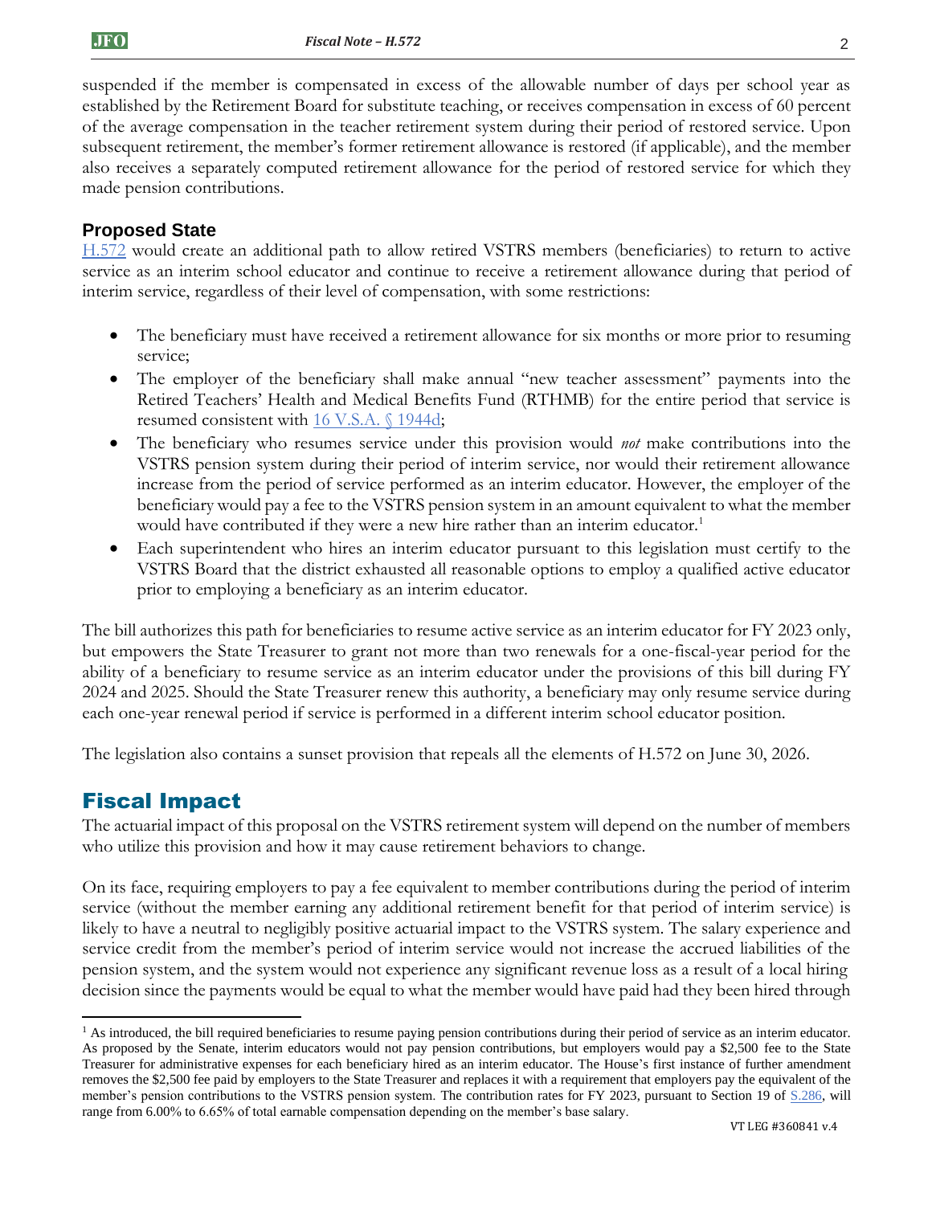suspended if the member is compensated in excess of the allowable number of days per school year as established by the Retirement Board for substitute teaching, or receives compensation in excess of 60 percent of the average compensation in the teacher retirement system during their period of restored service. Upon subsequent retirement, the member's former retirement allowance is restored (if applicable), and the member also receives a separately computed retirement allowance for the period of restored service for which they made pension contributions.

### Proposed State

H.572 would create an additional path to allow retired VSTRS members (beneficiaries) to return to active service as an interim school educator and continue to receive a retirement allowance during that period of interim service, regardless of their level of compensation, with some restrictions:

- The beneficiary must have received a retirement allowance for six months or more prior to resuming service;
- The employer of the beneficiary shall make annual "new teacher assessment" payments into the Retired Teachers' Health and Medical Benefits Fund (RTHMB) for the entire period that service is resumed consistent with 16 V.S.A. § 1944d;
- The beneficiary who resumes service under this provision would *not* make contributions into the VSTRS pension system during their period of interim service, nor would their retirement allowance increase from the period of service performed as an interim educator. However, the employer of the beneficiary would pay a fee to the VSTRS pension system in an amount equivalent to what the member would have contributed if they were a new hire rather than an interim educator.[1]
- Each superintendent who hires an interim educator pursuant to this legislation must certify to the VSTRS Board that the district exhausted all reasonable options to employ a qualified active educator prior to employing a beneficiary as an interim educator.

The bill authorizes this path for beneficiaries to resume active service as an interim educator for FY 2023 only, but empowers the State Treasurer to grant not more than two renewals for a one-fiscal-year period for the ability of a beneficiary to resume service as an interim educator under the provisions of this bill during FY 2024 and 2025. Should the State Treasurer renew this authority, a beneficiary may only resume service during each one-year renewal period if service is performed in a different interim school educator position.

The legislation also contains a sunset provision that repeals all the elements of H.572 on June 30, 2026.

## Fiscal Impact

The actuarial impact of this proposal on the VSTRS retirement system will depend on the number of members who utilize this provision and how it may cause retirement behaviors to change.

On its face, requiring employers to pay a fee equivalent to member contributions during the period of interim service (without the member earning any additional retirement benefit for that period of interim service) is likely to have a neutral to negligibly positive actuarial impact to the VSTRS system. The salary experience and service credit from the member's period of interim service would not increase the accrued liabilities of the pension system, and the system would not experience any significant revenue loss as a result of a local hiring decision since the payments would be equal to what the member would have paid had they been hired through

[1] As introduced, the bill required beneficiaries to resume paying pension contributions during their period of service as an interim educator. As proposed by the Senate, interim educators would not pay pension contributions, but employers would pay a $2,500 fee to the State Treasurer for administrative expenses for each beneficiary hired as an interim educator. The House's first instance of further amendment removes the $2,500 fee paid by employers to the State Treasurer and replaces it with a requirement that employers pay the equivalent of the member's pension contributions to the VSTRS pension system. The contribution rates for FY 2023, pursuant to Section 19 of S.286, will range from 6.00% to 6.65% of total earnable compensation depending on the member's base salary.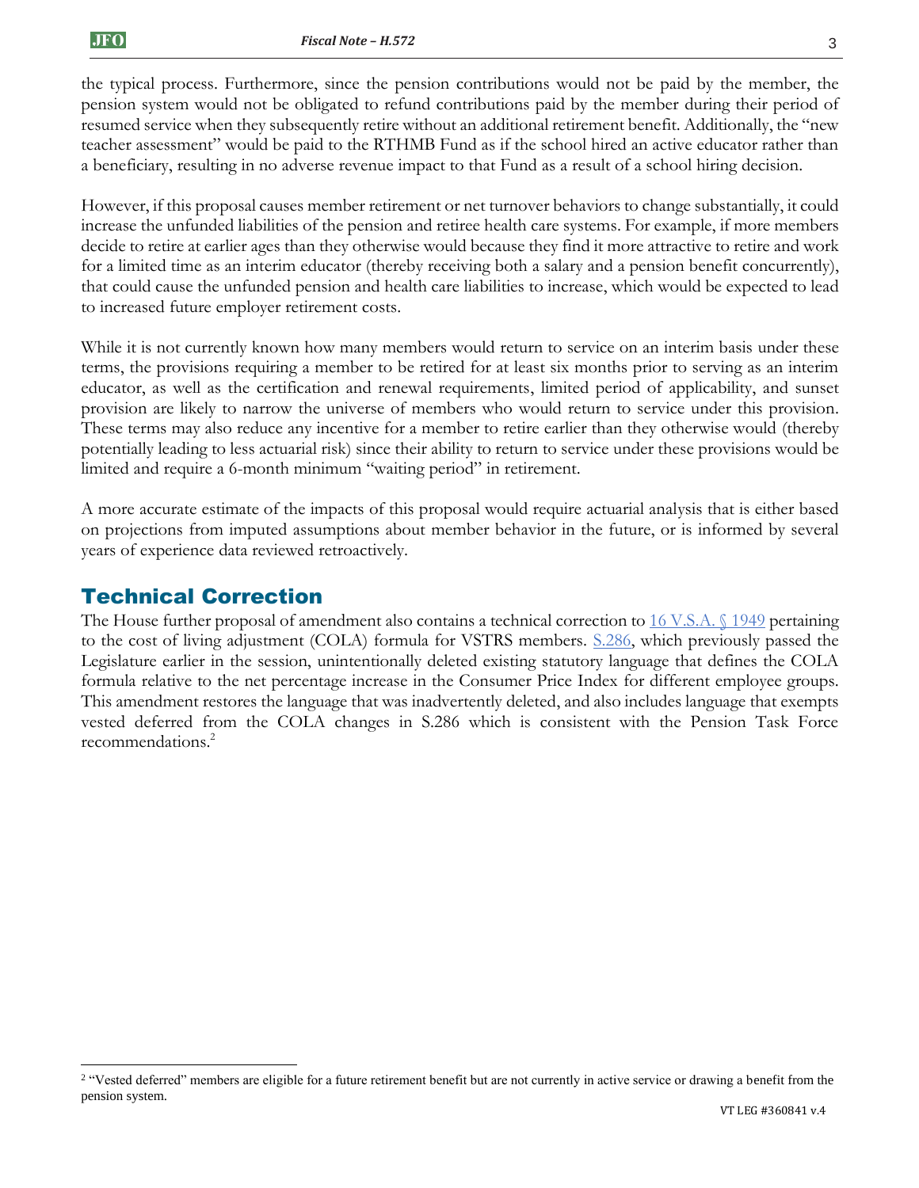the typical process. Furthermore, since the pension contributions would not be paid by the member, the pension system would not be obligated to refund contributions paid by the member during their period of resumed service when they subsequently retire without an additional retirement benefit. Additionally, the "new teacher assessment" would be paid to the RTHMB Fund as if the school hired an active educator rather than a beneficiary, resulting in no adverse revenue impact to that Fund as a result of a school hiring decision.

However, if this proposal causes member retirement or net turnover behaviors to change substantially, it could increase the unfunded liabilities of the pension and retiree health care systems. For example, if more members decide to retire at earlier ages than they otherwise would because they find it more attractive to retire and work for a limited time as an interim educator (thereby receiving both a salary and a pension benefit concurrently), that could cause the unfunded pension and health care liabilities to increase, which would be expected to lead to increased future employer retirement costs.

While it is not currently known how many members would return to service on an interim basis under these terms, the provisions requiring a member to be retired for at least six months prior to serving as an interim educator, as well as the certification and renewal requirements, limited period of applicability, and sunset provision are likely to narrow the universe of members who would return to service under this provision. These terms may also reduce any incentive for a member to retire earlier than they otherwise would (thereby potentially leading to less actuarial risk) since their ability to return to service under these provisions would be limited and require a 6-month minimum "waiting period" in retirement.

A more accurate estimate of the impacts of this proposal would require actuarial analysis that is either based on projections from imputed assumptions about member behavior in the future, or is informed by several years of experience data reviewed retroactively.

## Technical Correction

The House further proposal of amendment also contains a technical correction to 16 V.S.A. § 1949 pertaining to the cost of living adjustment (COLA) formula for VSTRS members. S.286, which previously passed the Legislature earlier in the session, unintentionally deleted existing statutory language that defines the COLA formula relative to the net percentage increase in the Consumer Price Index for different employee groups. This amendment restores the language that was inadvertently deleted, and also includes language that exempts vested deferred from the COLA changes in S.286 which is consistent with the Pension Task Force recommendations.[2]

[2] "Vested deferred" members are eligible for a future retirement benefit but are not currently in active service or drawing a benefit from the pension system.